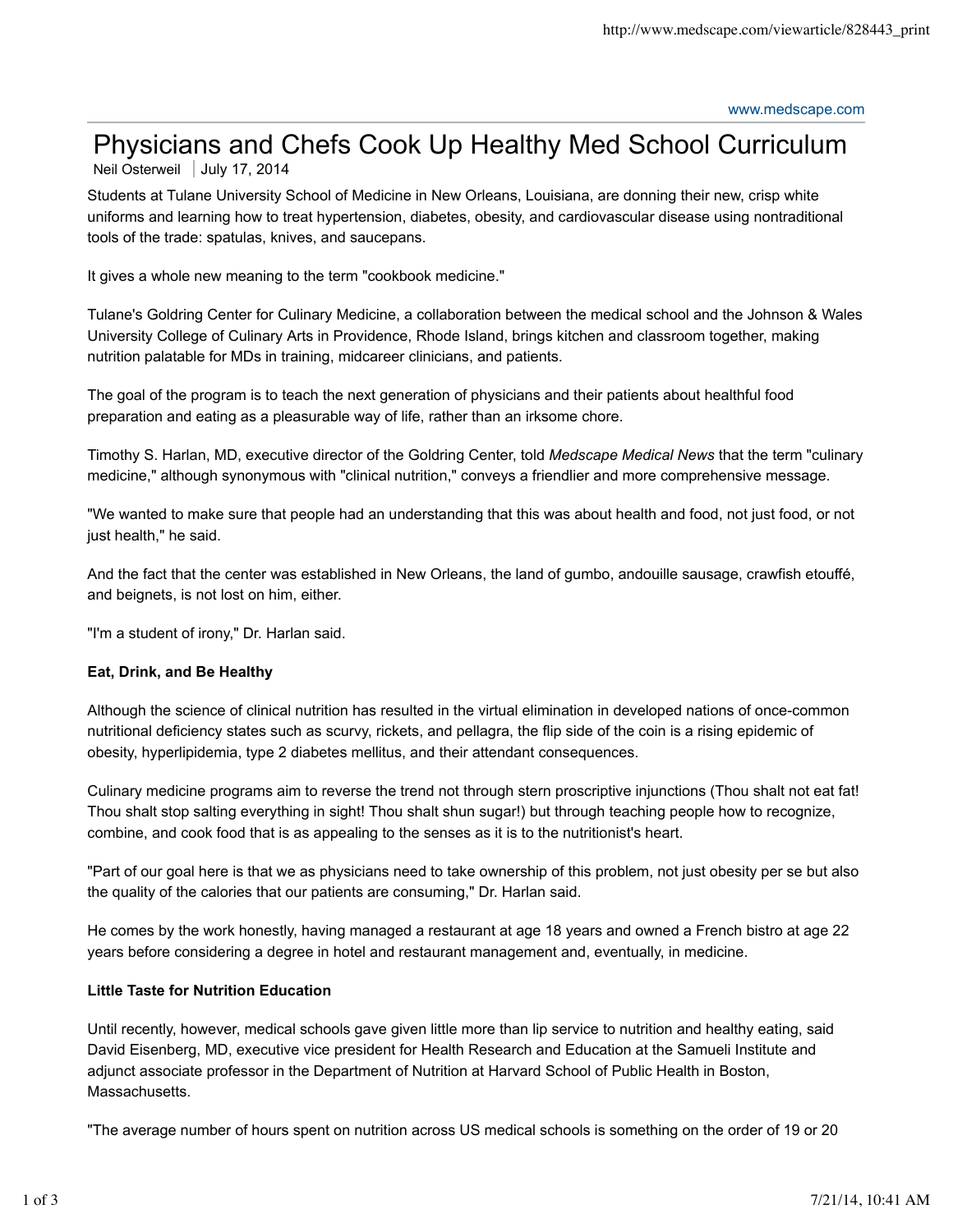# Physicians and Chefs Cook Up Healthy Med School Curriculum

Neil Osterweil | July 17, 2014

Students at Tulane University School of Medicine in New Orleans, Louisiana, are donning their new, crisp white uniforms and learning how to treat hypertension, diabetes, obesity, and cardiovascular disease using nontraditional tools of the trade: spatulas, knives, and saucepans.

It gives a whole new meaning to the term "cookbook medicine."

Tulane's Goldring Center for Culinary Medicine, a collaboration between the medical school and the Johnson & Wales University College of Culinary Arts in Providence, Rhode Island, brings kitchen and classroom together, making nutrition palatable for MDs in training, midcareer clinicians, and patients.

The goal of the program is to teach the next generation of physicians and their patients about healthful food preparation and eating as a pleasurable way of life, rather than an irksome chore.

Timothy S. Harlan, MD, executive director of the Goldring Center, told *Medscape Medical News* that the term "culinary medicine," although synonymous with "clinical nutrition," conveys a friendlier and more comprehensive message.

"We wanted to make sure that people had an understanding that this was about health and food, not just food, or not just health," he said.

And the fact that the center was established in New Orleans, the land of gumbo, andouille sausage, crawfish etouffé, and beignets, is not lost on him, either.

"I'm a student of irony," Dr. Harlan said.

**Eat, Drink, and Be Healthy**

Although the science of clinical nutrition has resulted in the virtual elimination in developed nations of once-common nutritional deficiency states such as scurvy, rickets, and pellagra, the flip side of the coin is a rising epidemic of obesity, hyperlipidemia, type 2 diabetes mellitus, and their attendant consequences.

Culinary medicine programs aim to reverse the trend not through stern proscriptive injunctions (Thou shalt not eat fat! Thou shalt stop salting everything in sight! Thou shalt shun sugar!) but through teaching people how to recognize, combine, and cook food that is as appealing to the senses as it is to the nutritionist's heart.

"Part of our goal here is that we as physicians need to take ownership of this problem, not just obesity per se but also the quality of the calories that our patients are consuming," Dr. Harlan said.

He comes by the work honestly, having managed a restaurant at age 18 years and owned a French bistro at age 22 years before considering a degree in hotel and restaurant management and, eventually, in medicine.

**Little Taste for Nutrition Education**

Until recently, however, medical schools gave given little more than lip service to nutrition and healthy eating, said David Eisenberg, MD, executive vice president for Health Research and Education at the Samueli Institute and adjunct associate professor in the Department of Nutrition at Harvard School of Public Health in Boston, Massachusetts.

"The average number of hours spent on nutrition across US medical schools is something on the order of 19 or 20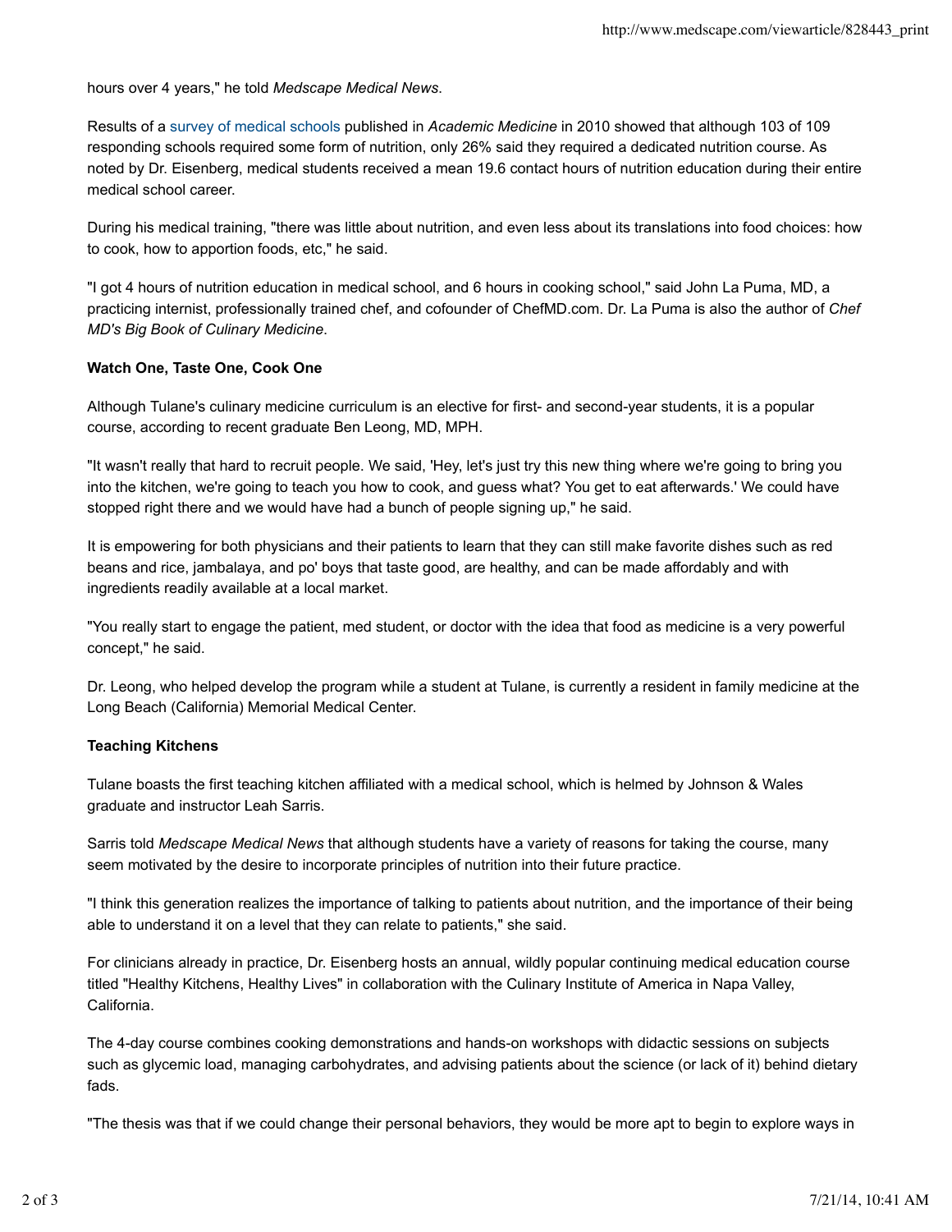hours over 4 years," he told *Medscape Medical News*.

Results of a survey of medical schools published in *Academic Medicine* in 2010 showed that although 103 of 109 responding schools required some form of nutrition, only 26% said they required a dedicated nutrition course. As noted by Dr. Eisenberg, medical students received a mean 19.6 contact hours of nutrition education during their entire medical school career.

During his medical training, "there was little about nutrition, and even less about its translations into food choices: how to cook, how to apportion foods, etc," he said.

"I got 4 hours of nutrition education in medical school, and 6 hours in cooking school," said John La Puma, MD, a practicing internist, professionally trained chef, and cofounder of ChefMD.com. Dr. La Puma is also the author of *Chef MD's Big Book of Culinary Medicine*.

**Watch One, Taste One, Cook One**

Although Tulane's culinary medicine curriculum is an elective for first- and second-year students, it is a popular course, according to recent graduate Ben Leong, MD, MPH.

"It wasn't really that hard to recruit people. We said, 'Hey, let's just try this new thing where we're going to bring you into the kitchen, we're going to teach you how to cook, and guess what? You get to eat afterwards.' We could have stopped right there and we would have had a bunch of people signing up," he said.

It is empowering for both physicians and their patients to learn that they can still make favorite dishes such as red beans and rice, jambalaya, and po' boys that taste good, are healthy, and can be made affordably and with ingredients readily available at a local market.

"You really start to engage the patient, med student, or doctor with the idea that food as medicine is a very powerful concept," he said.

Dr. Leong, who helped develop the program while a student at Tulane, is currently a resident in family medicine at the Long Beach (California) Memorial Medical Center.

**Teaching Kitchens**

Tulane boasts the first teaching kitchen affiliated with a medical school, which is helmed by Johnson & Wales graduate and instructor Leah Sarris.

Sarris told *Medscape Medical News* that although students have a variety of reasons for taking the course, many seem motivated by the desire to incorporate principles of nutrition into their future practice.

"I think this generation realizes the importance of talking to patients about nutrition, and the importance of their being able to understand it on a level that they can relate to patients," she said.

For clinicians already in practice, Dr. Eisenberg hosts an annual, wildly popular continuing medical education course titled "Healthy Kitchens, Healthy Lives" in collaboration with the Culinary Institute of America in Napa Valley, California.

The 4-day course combines cooking demonstrations and hands-on workshops with didactic sessions on subjects such as glycemic load, managing carbohydrates, and advising patients about the science (or lack of it) behind dietary fads.

"The thesis was that if we could change their personal behaviors, they would be more apt to begin to explore ways in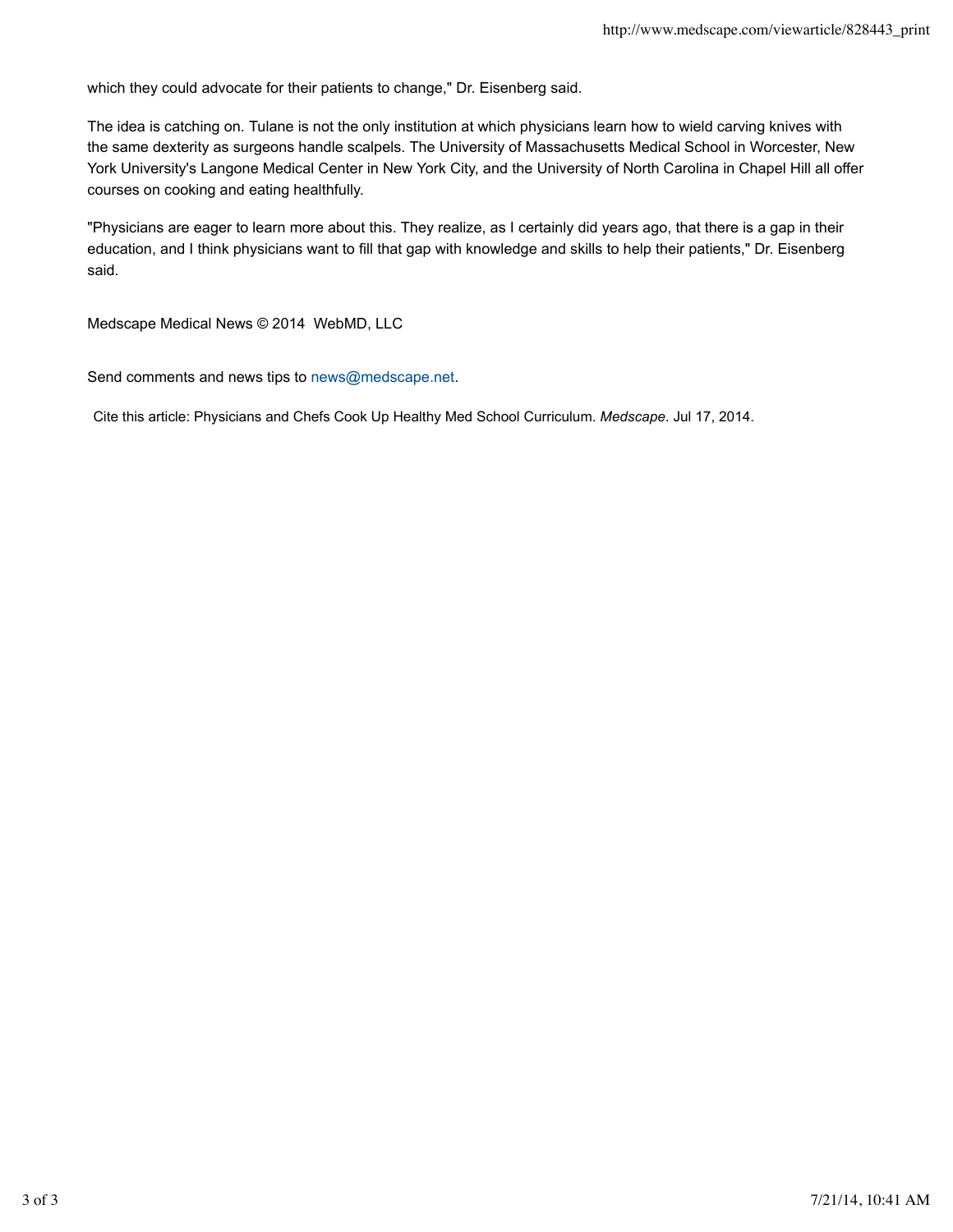which they could advocate for their patients to change," Dr. Eisenberg said.

The idea is catching on. Tulane is not the only institution at which physicians learn how to wield carving knives with the same dexterity as surgeons handle scalpels. The University of Massachusetts Medical School in Worcester, New York University's Langone Medical Center in New York City, and the University of North Carolina in Chapel Hill all offer courses on cooking and eating healthfully.

"Physicians are eager to learn more about this. They realize, as I certainly did years ago, that there is a gap in their education, and I think physicians want to fill that gap with knowledge and skills to help their patients," Dr. Eisenberg said.

Medscape Medical News © 2014 WebMD, LLC

Send comments and news tips to news@medscape.net.

Cite this article: Physicians and Chefs Cook Up Healthy Med School Curriculum. *Medscape*. Jul 17, 2014.